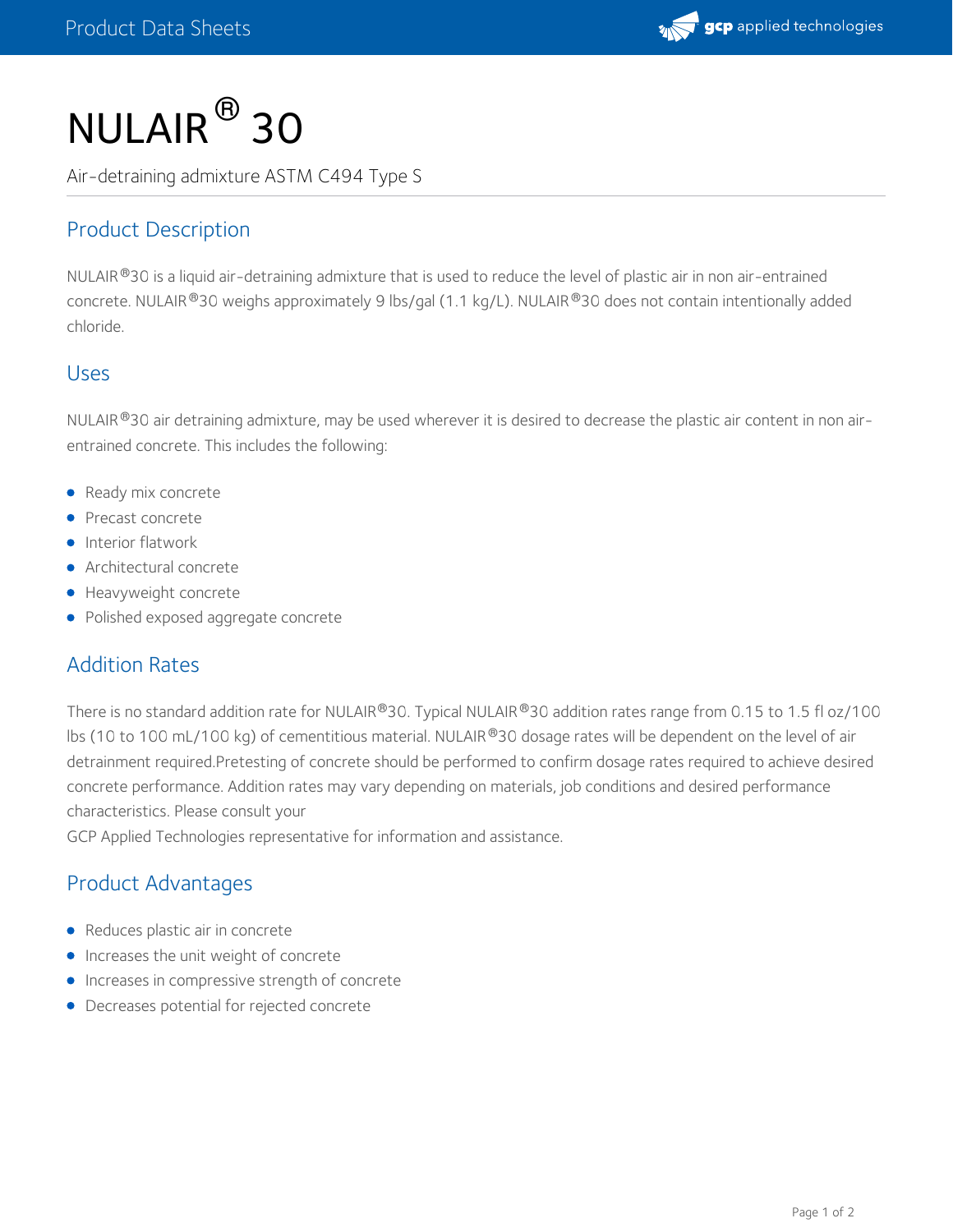# NULAIR® 30

Air-detraining admixture ASTM C494 Type S

## Product Description

NULAIR®30 is a liquid air-detraining admixture that is used to reduce the level of plastic air in non air-entrained concrete. NULAIR®30 weighs approximately 9 lbs/gal (1.1 kg/L). NULAIR®30 does not contain intentionally added chloride.

## Uses

NULAIR®30 air detraining admixture, may be used wherever it is desired to decrease the plastic air content in non air-entrained concrete. This includes the following:

- Ready mix concrete
- Precast concrete
- Interior flatwork
- Architectural concrete
- Heavyweight concrete
- Polished exposed aggregate concrete

## Addition Rates

There is no standard addition rate for NULAIR®30. Typical NULAIR®30 addition rates range from 0.15 to 1.5 fl oz/100 lbs (10 to 100 mL/100 kg) of cementitious material. NULAIR®30 dosage rates will be dependent on the level of air detrainment required.Pretesting of concrete should be performed to confirm dosage rates required to achieve desired concrete performance. Addition rates may vary depending on materials, job conditions and desired performance characteristics. Please consult your
GCP Applied Technologies representative for information and assistance.

## Product Advantages

- Reduces plastic air in concrete
- Increases the unit weight of concrete
- Increases in compressive strength of concrete
- Decreases potential for rejected concrete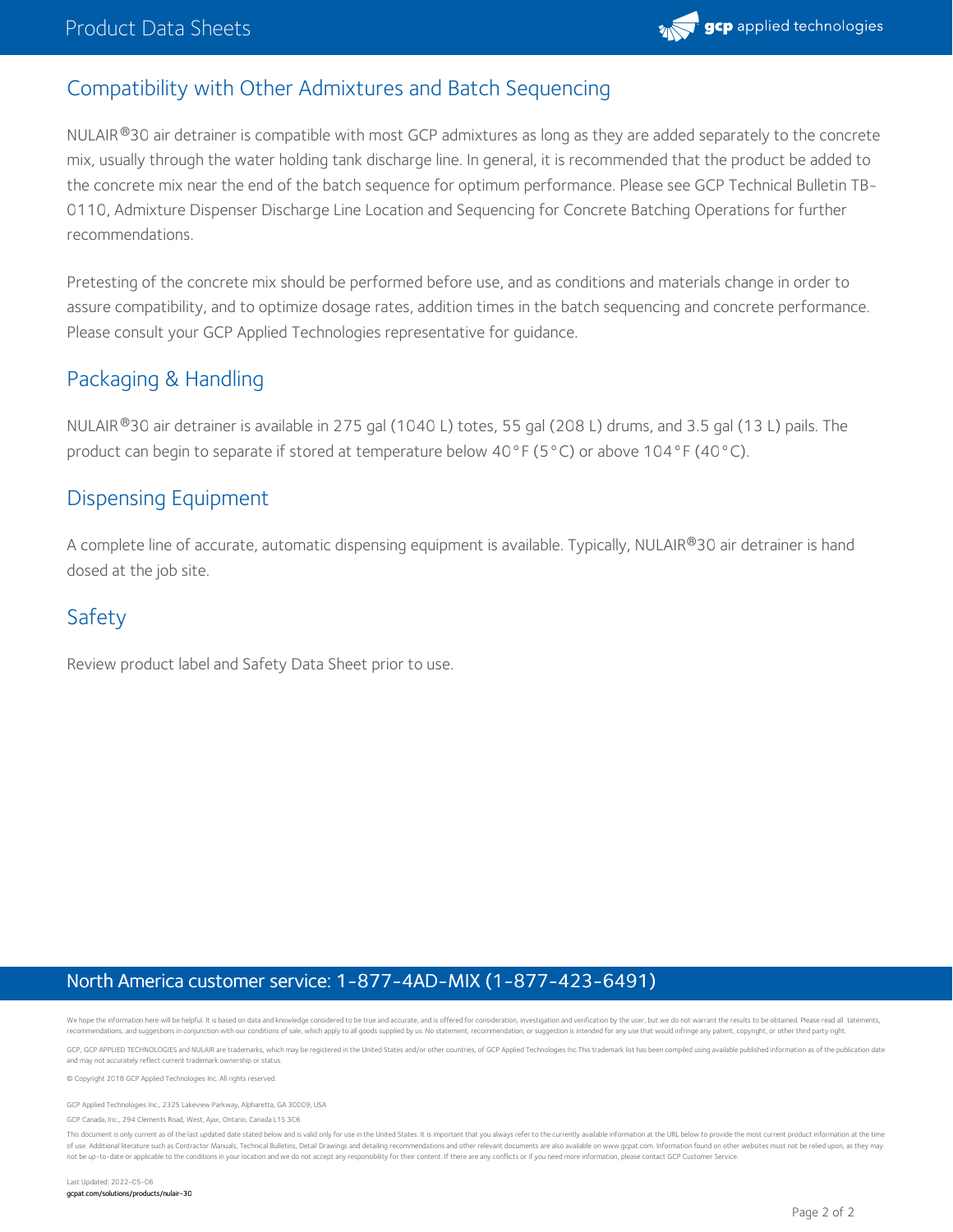## Compatibility with Other Admixtures and Batch Sequencing

NULAIR®30 air detrainer is compatible with most GCP admixtures as long as they are added separately to the concrete mix, usually through the water holding tank discharge line. In general, it is recommended that the product be added to the concrete mix near the end of the batch sequence for optimum performance. Please see GCP Technical Bulletin TB-0110, Admixture Dispenser Discharge Line Location and Sequencing for Concrete Batching Operations for further recommendations.

Pretesting of the concrete mix should be performed before use, and as conditions and materials change in order to assure compatibility, and to optimize dosage rates, addition times in the batch sequencing and concrete performance. Please consult your GCP Applied Technologies representative for guidance.

## Packaging & Handling

NULAIR®30 air detrainer is available in 275 gal (1040 L) totes, 55 gal (208 L) drums, and 3.5 gal (13 L) pails. The product can begin to separate if stored at temperature below 40°F (5°C) or above 104°F (40°C).

## Dispensing Equipment

A complete line of accurate, automatic dispensing equipment is available. Typically, NULAIR®30 air detrainer is hand dosed at the job site.

## Safety

Review product label and Safety Data Sheet prior to use.

**North America customer service: 1-877-4AD-MIX (1-877-423-6491)**

We hope the information here will be helpful. It is based on data and knowledge considered to be true and accurate, and is offered for consideration, investigation and verification by the user, but we do not warrant the results to be obtained. Please read all statements, recommendations, and suggestions in conjunction with our conditions of sale, which apply to all goods supplied by us. No statement, recommendation, or suggestion is intended for any use that would infringe any patent, copyright, or other third party right.

GCP, GCP APPLIED TECHNOLOGIES and NULAIR are trademarks, which may be registered in the United States and/or other countries, of GCP Applied Technologies Inc.This trademark list has been compiled using available published information as of the publication date and may not accurately reflect current trademark ownership or status.

© Copyright 2018 GCP Applied Technologies Inc. All rights reserved.

GCP Applied Technologies Inc., 2325 Lakeview Parkway, Alpharetta, GA 30009, USA

GCP Canada, Inc., 294 Clements Road, West, Ajax, Ontario, Canada L1S 3C6

This document is only current as of the last updated date stated below and is valid only for use in the United States. It is important that you always refer to the currently available information at the URL below to provide the most current product information at the time of use. Additional literature such as Contractor Manuals, Technical Bulletins, Detail Drawings and detailing recommendations and other relevant documents are also available on www.gcpat.com. Information found on other websites must not be relied upon, as they may not be up-to-date or applicable to the conditions in your location and we do not accept any responsibility for their content. If there are any conflicts or if you need more information, please contact GCP Customer Service.

Last Updated: 2022-05-06

gcpat.com/solutions/products/nulair-30